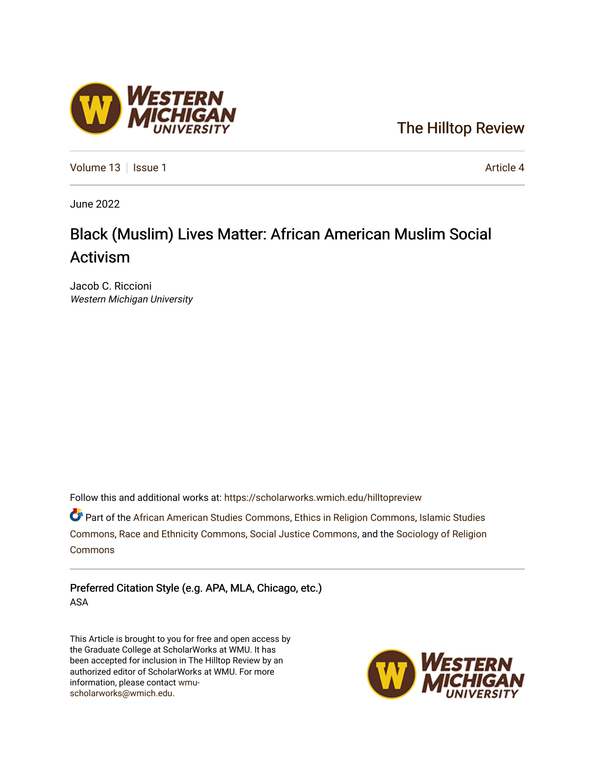The Hilltop Review

Volume 13 | Issue 1 | Article 4

June 2022

# Black (Muslim) Lives Matter: African American Muslim Social Activism

Jacob C. Riccioni
*Western Michigan University*

Follow this and additional works at: https://scholarworks.wmich.edu/hilltopreview

Part of the African American Studies Commons, Ethics in Religion Commons, Islamic Studies Commons, Race and Ethnicity Commons, Social Justice Commons, and the Sociology of Religion Commons

Preferred Citation Style (e.g. APA, MLA, Chicago, etc.)
ASA

This Article is brought to you for free and open access by the Graduate College at ScholarWorks at WMU. It has been accepted for inclusion in The Hilltop Review by an authorized editor of ScholarWorks at WMU. For more information, please contact wmu-scholarworks@wmich.edu.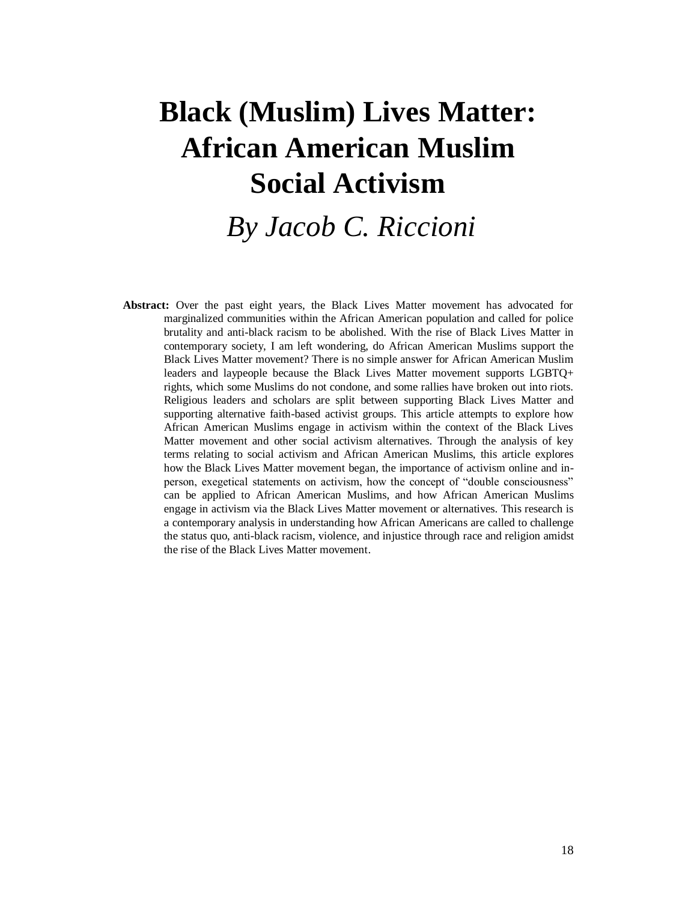# Black (Muslim) Lives Matter: African American Muslim Social Activism

*By Jacob C. Riccioni*

**Abstract:** Over the past eight years, the Black Lives Matter movement has advocated for marginalized communities within the African American population and called for police brutality and anti-black racism to be abolished. With the rise of Black Lives Matter in contemporary society, I am left wondering, do African American Muslims support the Black Lives Matter movement? There is no simple answer for African American Muslim leaders and laypeople because the Black Lives Matter movement supports LGBTQ+ rights, which some Muslims do not condone, and some rallies have broken out into riots. Religious leaders and scholars are split between supporting Black Lives Matter and supporting alternative faith-based activist groups. This article attempts to explore how African American Muslims engage in activism within the context of the Black Lives Matter movement and other social activism alternatives. Through the analysis of key terms relating to social activism and African American Muslims, this article explores how the Black Lives Matter movement began, the importance of activism online and in-person, exegetical statements on activism, how the concept of "double consciousness" can be applied to African American Muslims, and how African American Muslims engage in activism via the Black Lives Matter movement or alternatives. This research is a contemporary analysis in understanding how African Americans are called to challenge the status quo, anti-black racism, violence, and injustice through race and religion amidst the rise of the Black Lives Matter movement.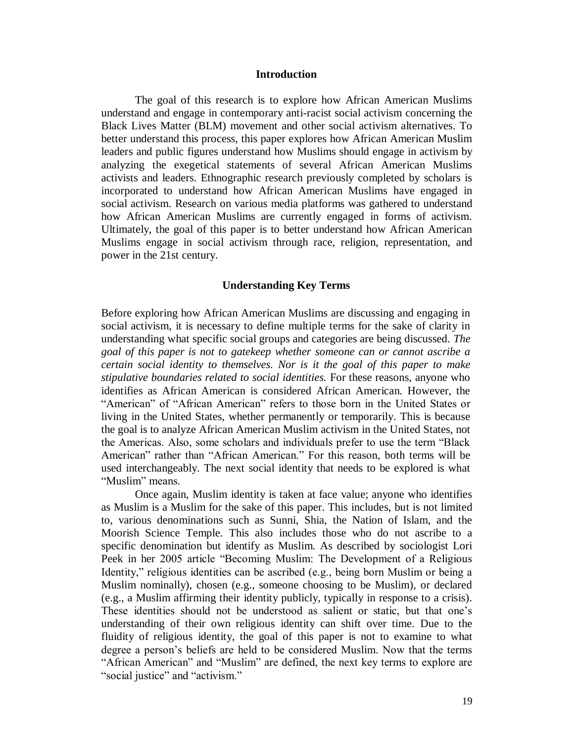## Introduction

The goal of this research is to explore how African American Muslims understand and engage in contemporary anti-racist social activism concerning the Black Lives Matter (BLM) movement and other social activism alternatives. To better understand this process, this paper explores how African American Muslim leaders and public figures understand how Muslims should engage in activism by analyzing the exegetical statements of several African American Muslims activists and leaders. Ethnographic research previously completed by scholars is incorporated to understand how African American Muslims have engaged in social activism. Research on various media platforms was gathered to understand how African American Muslims are currently engaged in forms of activism. Ultimately, the goal of this paper is to better understand how African American Muslims engage in social activism through race, religion, representation, and power in the 21st century.

## Understanding Key Terms

Before exploring how African American Muslims are discussing and engaging in social activism, it is necessary to define multiple terms for the sake of clarity in understanding what specific social groups and categories are being discussed. *The goal of this paper is not to gatekeep whether someone can or cannot ascribe a certain social identity to themselves. Nor is it the goal of this paper to make stipulative boundaries related to social identities.* For these reasons, anyone who identifies as African American is considered African American. However, the "American" of "African American" refers to those born in the United States or living in the United States, whether permanently or temporarily. This is because the goal is to analyze African American Muslim activism in the United States, not the Americas. Also, some scholars and individuals prefer to use the term "Black American" rather than "African American." For this reason, both terms will be used interchangeably. The next social identity that needs to be explored is what "Muslim" means.

Once again, Muslim identity is taken at face value; anyone who identifies as Muslim is a Muslim for the sake of this paper. This includes, but is not limited to, various denominations such as Sunni, Shia, the Nation of Islam, and the Moorish Science Temple. This also includes those who do not ascribe to a specific denomination but identify as Muslim. As described by sociologist Lori Peek in her 2005 article "Becoming Muslim: The Development of a Religious Identity," religious identities can be ascribed (e.g., being born Muslim or being a Muslim nominally), chosen (e.g., someone choosing to be Muslim), or declared (e.g., a Muslim affirming their identity publicly, typically in response to a crisis). These identities should not be understood as salient or static, but that one's understanding of their own religious identity can shift over time. Due to the fluidity of religious identity, the goal of this paper is not to examine to what degree a person's beliefs are held to be considered Muslim. Now that the terms "African American" and "Muslim" are defined, the next key terms to explore are "social justice" and "activism."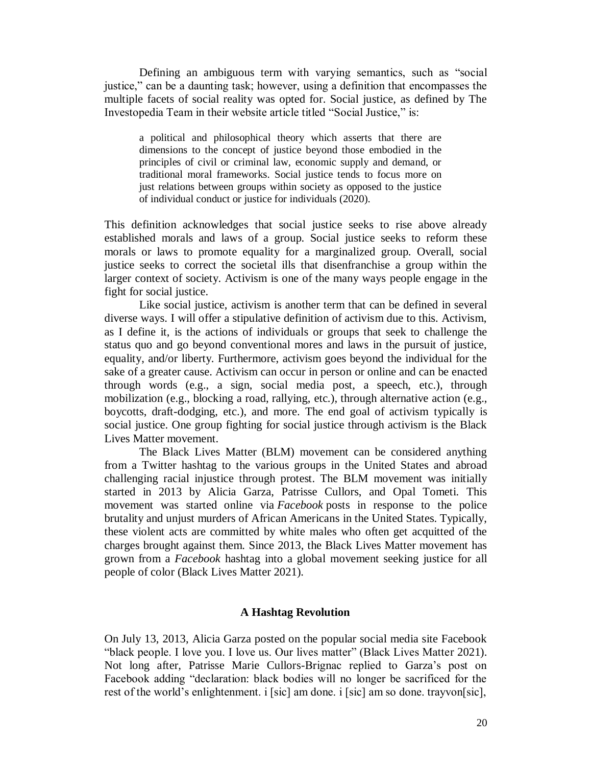Defining an ambiguous term with varying semantics, such as "social justice," can be a daunting task; however, using a definition that encompasses the multiple facets of social reality was opted for. Social justice, as defined by The Investopedia Team in their website article titled "Social Justice," is:

> a political and philosophical theory which asserts that there are dimensions to the concept of justice beyond those embodied in the principles of civil or criminal law, economic supply and demand, or traditional moral frameworks. Social justice tends to focus more on just relations between groups within society as opposed to the justice of individual conduct or justice for individuals (2020).

This definition acknowledges that social justice seeks to rise above already established morals and laws of a group. Social justice seeks to reform these morals or laws to promote equality for a marginalized group. Overall, social justice seeks to correct the societal ills that disenfranchise a group within the larger context of society. Activism is one of the many ways people engage in the fight for social justice.

Like social justice, activism is another term that can be defined in several diverse ways. I will offer a stipulative definition of activism due to this. Activism, as I define it, is the actions of individuals or groups that seek to challenge the status quo and go beyond conventional mores and laws in the pursuit of justice, equality, and/or liberty. Furthermore, activism goes beyond the individual for the sake of a greater cause. Activism can occur in person or online and can be enacted through words (e.g., a sign, social media post, a speech, etc.), through mobilization (e.g., blocking a road, rallying, etc.), through alternative action (e.g., boycotts, draft-dodging, etc.), and more. The end goal of activism typically is social justice. One group fighting for social justice through activism is the Black Lives Matter movement.

The Black Lives Matter (BLM) movement can be considered anything from a Twitter hashtag to the various groups in the United States and abroad challenging racial injustice through protest. The BLM movement was initially started in 2013 by Alicia Garza, Patrisse Cullors, and Opal Tometi. This movement was started online via *Facebook* posts in response to the police brutality and unjust murders of African Americans in the United States. Typically, these violent acts are committed by white males who often get acquitted of the charges brought against them. Since 2013, the Black Lives Matter movement has grown from a *Facebook* hashtag into a global movement seeking justice for all people of color (Black Lives Matter 2021).

## A Hashtag Revolution

On July 13, 2013, Alicia Garza posted on the popular social media site Facebook "black people. I love you. I love us. Our lives matter" (Black Lives Matter 2021). Not long after, Patrisse Marie Cullors-Brignac replied to Garza's post on Facebook adding "declaration: black bodies will no longer be sacrificed for the rest of the world's enlightenment. i [sic] am done. i [sic] am so done. trayvon[sic],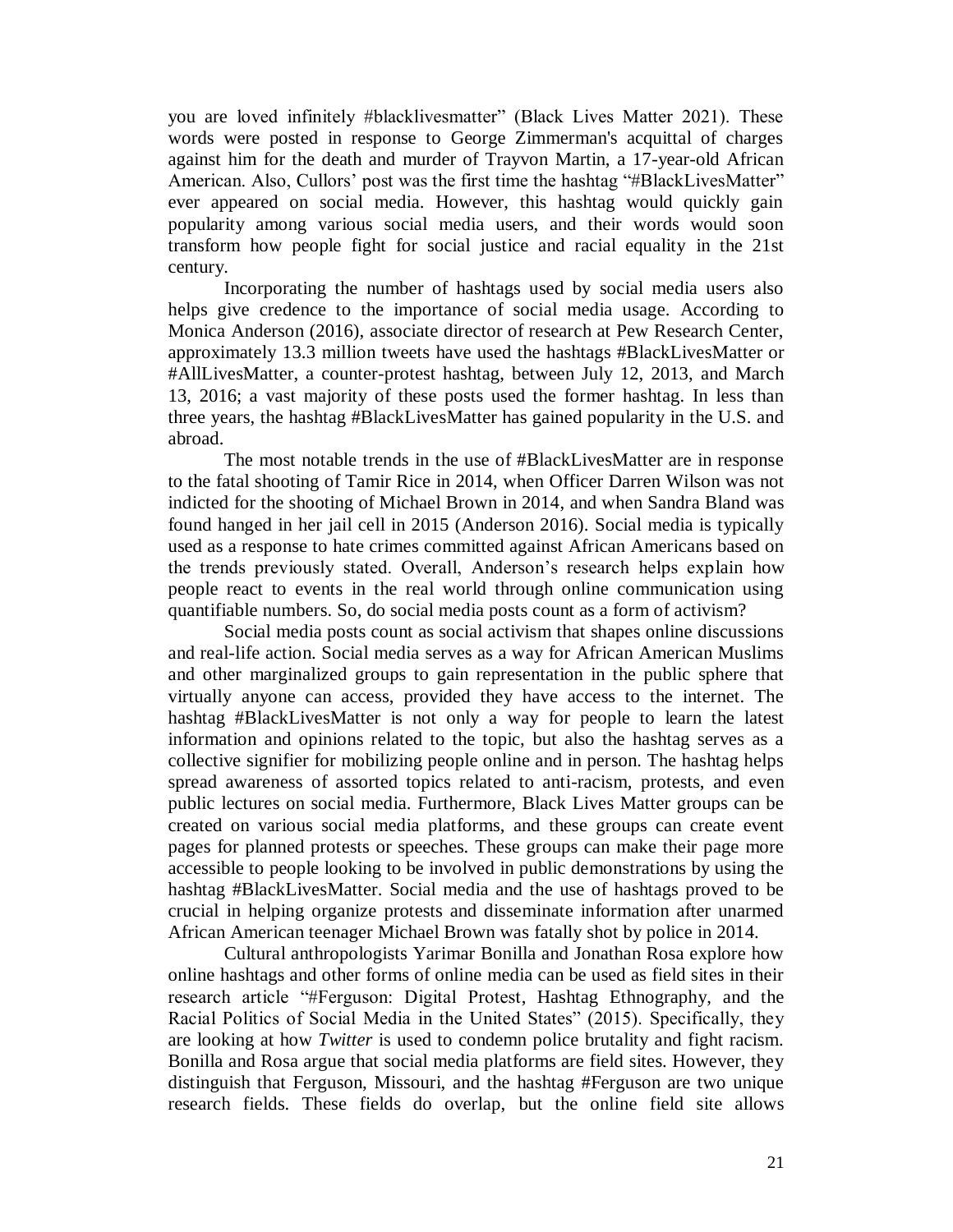you are loved infinitely #blacklivesmatter" (Black Lives Matter 2021). These words were posted in response to George Zimmerman's acquittal of charges against him for the death and murder of Trayvon Martin, a 17-year-old African American. Also, Cullors' post was the first time the hashtag "#BlackLivesMatter" ever appeared on social media. However, this hashtag would quickly gain popularity among various social media users, and their words would soon transform how people fight for social justice and racial equality in the 21st century.

Incorporating the number of hashtags used by social media users also helps give credence to the importance of social media usage. According to Monica Anderson (2016), associate director of research at Pew Research Center, approximately 13.3 million tweets have used the hashtags #BlackLivesMatter or #AllLivesMatter, a counter-protest hashtag, between July 12, 2013, and March 13, 2016; a vast majority of these posts used the former hashtag. In less than three years, the hashtag #BlackLivesMatter has gained popularity in the U.S. and abroad.

The most notable trends in the use of #BlackLivesMatter are in response to the fatal shooting of Tamir Rice in 2014, when Officer Darren Wilson was not indicted for the shooting of Michael Brown in 2014, and when Sandra Bland was found hanged in her jail cell in 2015 (Anderson 2016). Social media is typically used as a response to hate crimes committed against African Americans based on the trends previously stated. Overall, Anderson's research helps explain how people react to events in the real world through online communication using quantifiable numbers. So, do social media posts count as a form of activism?

Social media posts count as social activism that shapes online discussions and real-life action. Social media serves as a way for African American Muslims and other marginalized groups to gain representation in the public sphere that virtually anyone can access, provided they have access to the internet. The hashtag #BlackLivesMatter is not only a way for people to learn the latest information and opinions related to the topic, but also the hashtag serves as a collective signifier for mobilizing people online and in person. The hashtag helps spread awareness of assorted topics related to anti-racism, protests, and even public lectures on social media. Furthermore, Black Lives Matter groups can be created on various social media platforms, and these groups can create event pages for planned protests or speeches. These groups can make their page more accessible to people looking to be involved in public demonstrations by using the hashtag #BlackLivesMatter. Social media and the use of hashtags proved to be crucial in helping organize protests and disseminate information after unarmed African American teenager Michael Brown was fatally shot by police in 2014.

Cultural anthropologists Yarimar Bonilla and Jonathan Rosa explore how online hashtags and other forms of online media can be used as field sites in their research article "#Ferguson: Digital Protest, Hashtag Ethnography, and the Racial Politics of Social Media in the United States" (2015). Specifically, they are looking at how *Twitter* is used to condemn police brutality and fight racism. Bonilla and Rosa argue that social media platforms are field sites. However, they distinguish that Ferguson, Missouri, and the hashtag #Ferguson are two unique research fields. These fields do overlap, but the online field site allows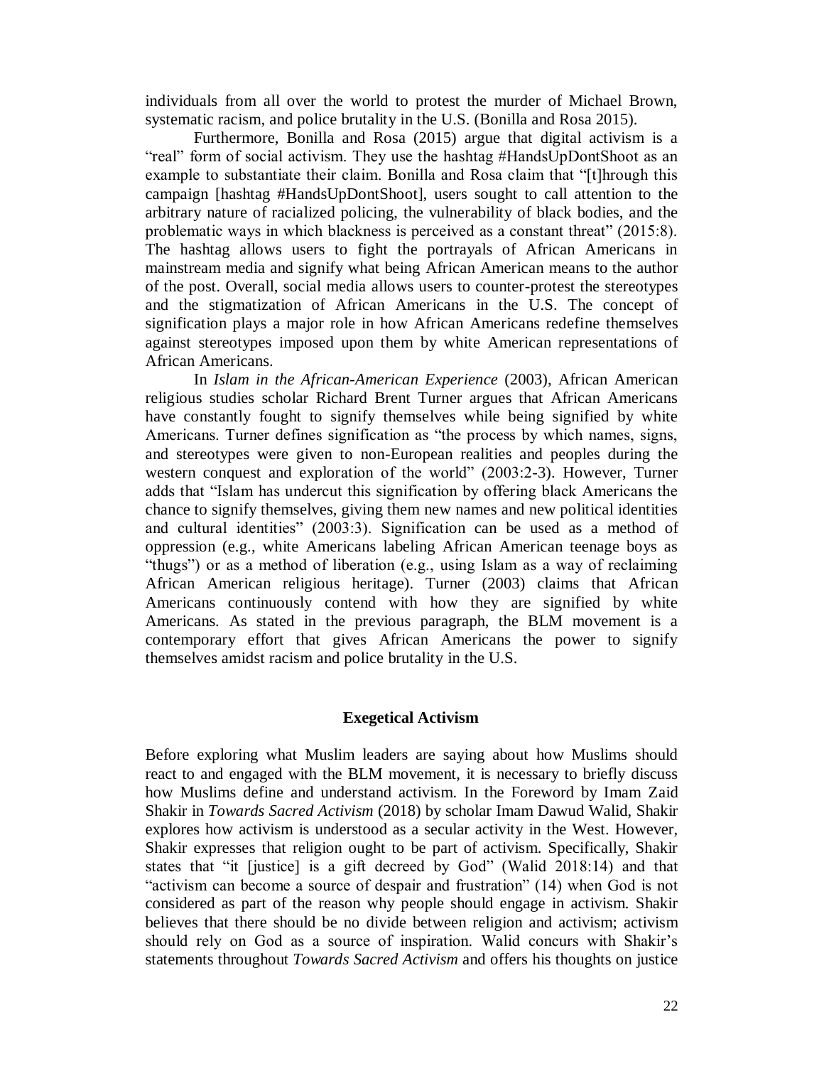individuals from all over the world to protest the murder of Michael Brown, systematic racism, and police brutality in the U.S. (Bonilla and Rosa 2015).

Furthermore, Bonilla and Rosa (2015) argue that digital activism is a "real" form of social activism. They use the hashtag #HandsUpDontShoot as an example to substantiate their claim. Bonilla and Rosa claim that "[t]hrough this campaign [hashtag #HandsUpDontShoot], users sought to call attention to the arbitrary nature of racialized policing, the vulnerability of black bodies, and the problematic ways in which blackness is perceived as a constant threat" (2015:8). The hashtag allows users to fight the portrayals of African Americans in mainstream media and signify what being African American means to the author of the post. Overall, social media allows users to counter-protest the stereotypes and the stigmatization of African Americans in the U.S. The concept of signification plays a major role in how African Americans redefine themselves against stereotypes imposed upon them by white American representations of African Americans.

In *Islam in the African-American Experience* (2003), African American religious studies scholar Richard Brent Turner argues that African Americans have constantly fought to signify themselves while being signified by white Americans. Turner defines signification as "the process by which names, signs, and stereotypes were given to non-European realities and peoples during the western conquest and exploration of the world" (2003:2-3). However, Turner adds that "Islam has undercut this signification by offering black Americans the chance to signify themselves, giving them new names and new political identities and cultural identities" (2003:3). Signification can be used as a method of oppression (e.g., white Americans labeling African American teenage boys as "thugs") or as a method of liberation (e.g., using Islam as a way of reclaiming African American religious heritage). Turner (2003) claims that African Americans continuously contend with how they are signified by white Americans. As stated in the previous paragraph, the BLM movement is a contemporary effort that gives African Americans the power to signify themselves amidst racism and police brutality in the U.S.

## Exegetical Activism

Before exploring what Muslim leaders are saying about how Muslims should react to and engaged with the BLM movement, it is necessary to briefly discuss how Muslims define and understand activism. In the Foreword by Imam Zaid Shakir in *Towards Sacred Activism* (2018) by scholar Imam Dawud Walid, Shakir explores how activism is understood as a secular activity in the West. However, Shakir expresses that religion ought to be part of activism. Specifically, Shakir states that "it [justice] is a gift decreed by God" (Walid 2018:14) and that "activism can become a source of despair and frustration" (14) when God is not considered as part of the reason why people should engage in activism. Shakir believes that there should be no divide between religion and activism; activism should rely on God as a source of inspiration. Walid concurs with Shakir's statements throughout *Towards Sacred Activism* and offers his thoughts on justice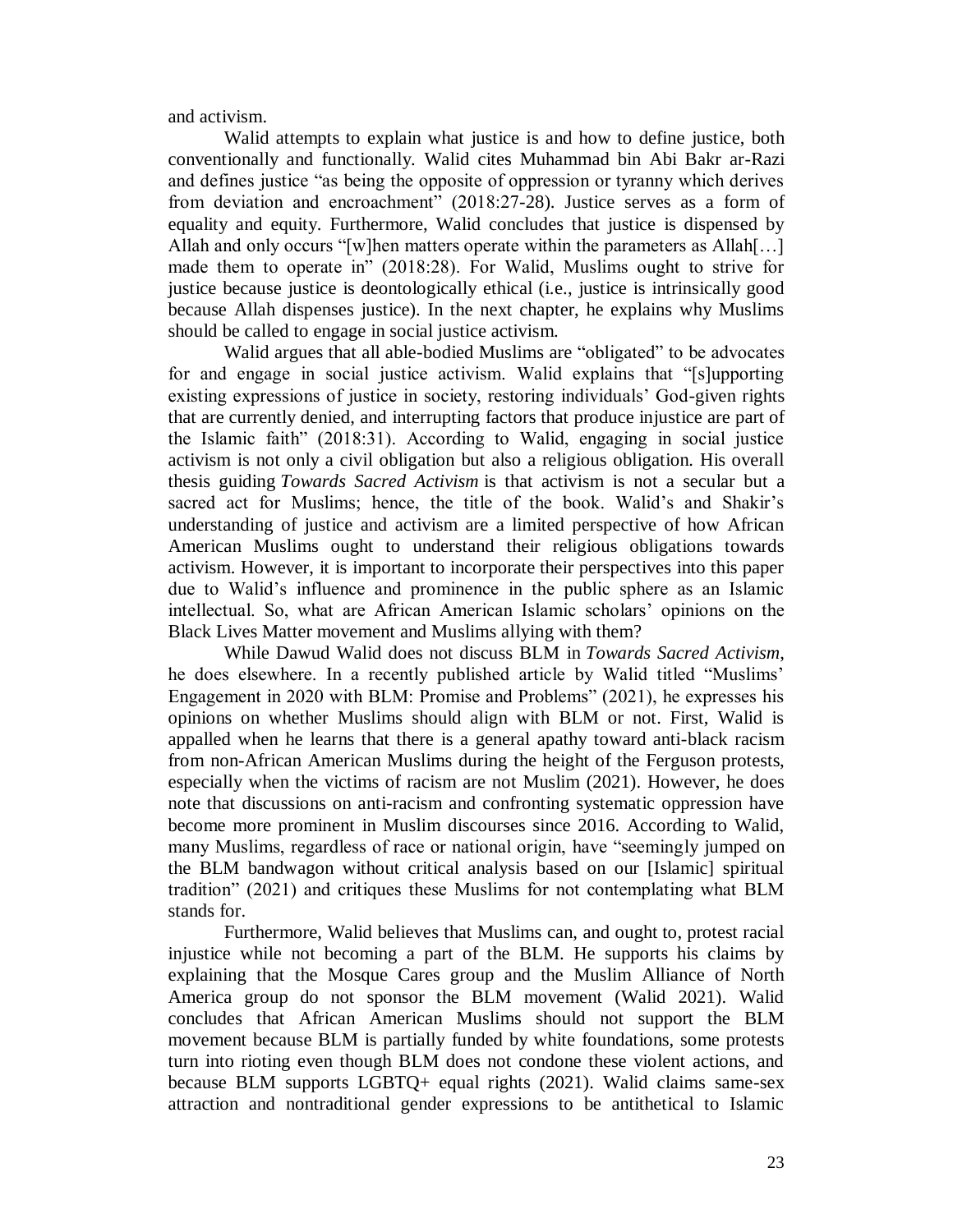and activism.

Walid attempts to explain what justice is and how to define justice, both conventionally and functionally. Walid cites Muhammad bin Abi Bakr ar-Razi and defines justice "as being the opposite of oppression or tyranny which derives from deviation and encroachment" (2018:27-28). Justice serves as a form of equality and equity. Furthermore, Walid concludes that justice is dispensed by Allah and only occurs "[w]hen matters operate within the parameters as Allah[…] made them to operate in" (2018:28). For Walid, Muslims ought to strive for justice because justice is deontologically ethical (i.e., justice is intrinsically good because Allah dispenses justice). In the next chapter, he explains why Muslims should be called to engage in social justice activism.

Walid argues that all able-bodied Muslims are "obligated" to be advocates for and engage in social justice activism. Walid explains that "[s]upporting existing expressions of justice in society, restoring individuals' God-given rights that are currently denied, and interrupting factors that produce injustice are part of the Islamic faith" (2018:31). According to Walid, engaging in social justice activism is not only a civil obligation but also a religious obligation. His overall thesis guiding *Towards Sacred Activism* is that activism is not a secular but a sacred act for Muslims; hence, the title of the book. Walid's and Shakir's understanding of justice and activism are a limited perspective of how African American Muslims ought to understand their religious obligations towards activism. However, it is important to incorporate their perspectives into this paper due to Walid's influence and prominence in the public sphere as an Islamic intellectual. So, what are African American Islamic scholars' opinions on the Black Lives Matter movement and Muslims allying with them?

While Dawud Walid does not discuss BLM in *Towards Sacred Activism*, he does elsewhere. In a recently published article by Walid titled "Muslims' Engagement in 2020 with BLM: Promise and Problems" (2021), he expresses his opinions on whether Muslims should align with BLM or not. First, Walid is appalled when he learns that there is a general apathy toward anti-black racism from non-African American Muslims during the height of the Ferguson protests, especially when the victims of racism are not Muslim (2021). However, he does note that discussions on anti-racism and confronting systematic oppression have become more prominent in Muslim discourses since 2016. According to Walid, many Muslims, regardless of race or national origin, have "seemingly jumped on the BLM bandwagon without critical analysis based on our [Islamic] spiritual tradition" (2021) and critiques these Muslims for not contemplating what BLM stands for.

Furthermore, Walid believes that Muslims can, and ought to, protest racial injustice while not becoming a part of the BLM. He supports his claims by explaining that the Mosque Cares group and the Muslim Alliance of North America group do not sponsor the BLM movement (Walid 2021). Walid concludes that African American Muslims should not support the BLM movement because BLM is partially funded by white foundations, some protests turn into rioting even though BLM does not condone these violent actions, and because BLM supports LGBTQ+ equal rights (2021). Walid claims same-sex attraction and nontraditional gender expressions to be antithetical to Islamic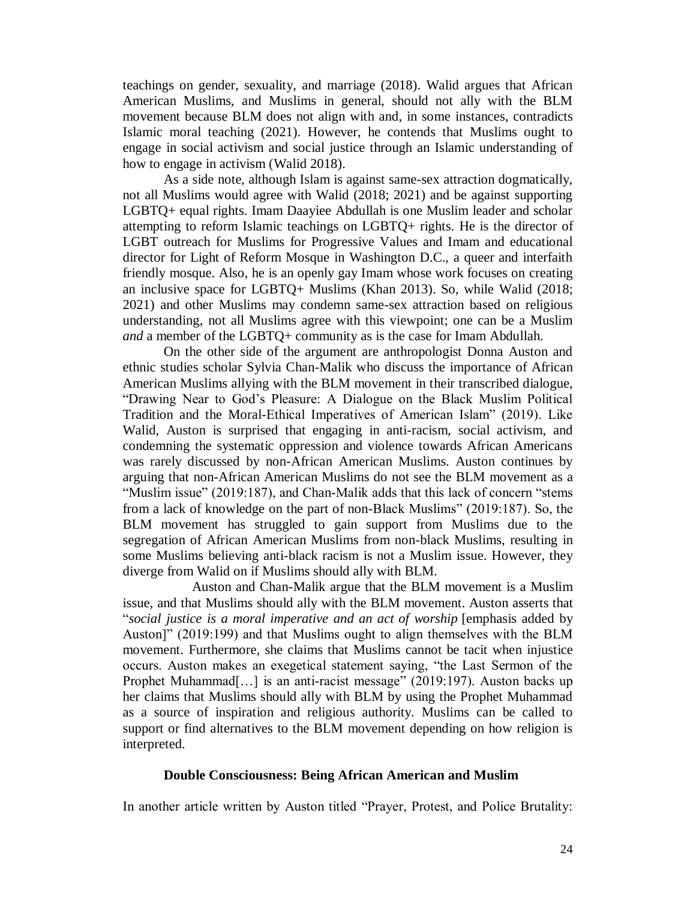teachings on gender, sexuality, and marriage (2018). Walid argues that African American Muslims, and Muslims in general, should not ally with the BLM movement because BLM does not align with and, in some instances, contradicts Islamic moral teaching (2021). However, he contends that Muslims ought to engage in social activism and social justice through an Islamic understanding of how to engage in activism (Walid 2018).

As a side note, although Islam is against same-sex attraction dogmatically, not all Muslims would agree with Walid (2018; 2021) and be against supporting LGBTQ+ equal rights. Imam Daayiee Abdullah is one Muslim leader and scholar attempting to reform Islamic teachings on LGBTQ+ rights. He is the director of LGBT outreach for Muslims for Progressive Values and Imam and educational director for Light of Reform Mosque in Washington D.C., a queer and interfaith friendly mosque. Also, he is an openly gay Imam whose work focuses on creating an inclusive space for LGBTQ+ Muslims (Khan 2013). So, while Walid (2018; 2021) and other Muslims may condemn same-sex attraction based on religious understanding, not all Muslims agree with this viewpoint; one can be a Muslim *and* a member of the LGBTQ+ community as is the case for Imam Abdullah.

On the other side of the argument are anthropologist Donna Auston and ethnic studies scholar Sylvia Chan-Malik who discuss the importance of African American Muslims allying with the BLM movement in their transcribed dialogue, "Drawing Near to God's Pleasure: A Dialogue on the Black Muslim Political Tradition and the Moral-Ethical Imperatives of American Islam" (2019). Like Walid, Auston is surprised that engaging in anti-racism, social activism, and condemning the systematic oppression and violence towards African Americans was rarely discussed by non-African American Muslims. Auston continues by arguing that non-African American Muslims do not see the BLM movement as a "Muslim issue" (2019:187), and Chan-Malik adds that this lack of concern "stems from a lack of knowledge on the part of non-Black Muslims" (2019:187). So, the BLM movement has struggled to gain support from Muslims due to the segregation of African American Muslims from non-black Muslims, resulting in some Muslims believing anti-black racism is not a Muslim issue. However, they diverge from Walid on if Muslims should ally with BLM.

Auston and Chan-Malik argue that the BLM movement is a Muslim issue, and that Muslims should ally with the BLM movement. Auston asserts that "*social justice is a moral imperative and an act of worship* [emphasis added by Auston]" (2019:199) and that Muslims ought to align themselves with the BLM movement. Furthermore, she claims that Muslims cannot be tacit when injustice occurs. Auston makes an exegetical statement saying, "the Last Sermon of the Prophet Muhammad[…] is an anti-racist message" (2019:197). Auston backs up her claims that Muslims should ally with BLM by using the Prophet Muhammad as a source of inspiration and religious authority. Muslims can be called to support or find alternatives to the BLM movement depending on how religion is interpreted.

## Double Consciousness: Being African American and Muslim

In another article written by Auston titled "Prayer, Protest, and Police Brutality: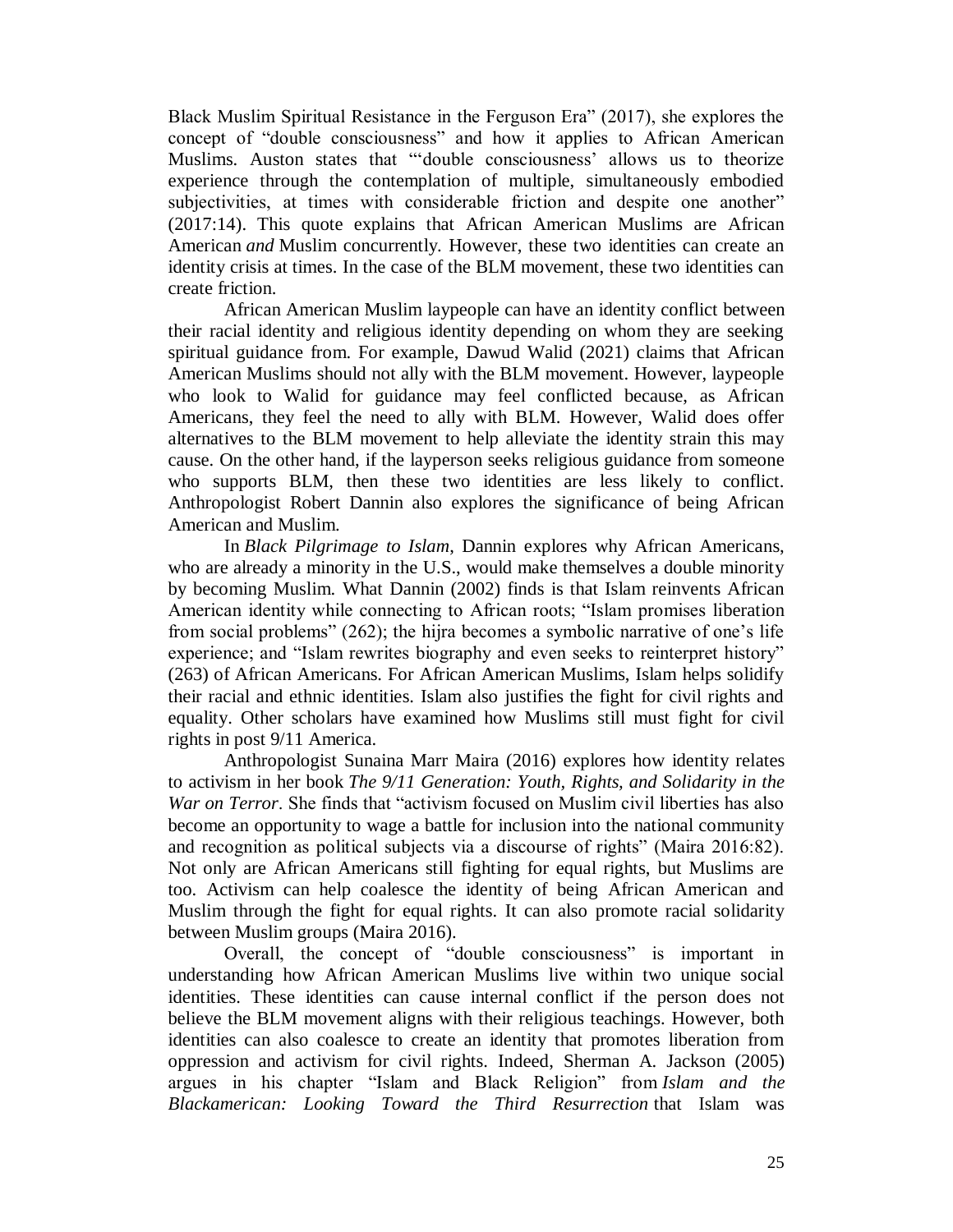Black Muslim Spiritual Resistance in the Ferguson Era" (2017), she explores the concept of "double consciousness" and how it applies to African American Muslims. Auston states that "'double consciousness' allows us to theorize experience through the contemplation of multiple, simultaneously embodied subjectivities, at times with considerable friction and despite one another" (2017:14). This quote explains that African American Muslims are African American *and* Muslim concurrently. However, these two identities can create an identity crisis at times. In the case of the BLM movement, these two identities can create friction.

African American Muslim laypeople can have an identity conflict between their racial identity and religious identity depending on whom they are seeking spiritual guidance from. For example, Dawud Walid (2021) claims that African American Muslims should not ally with the BLM movement. However, laypeople who look to Walid for guidance may feel conflicted because, as African Americans, they feel the need to ally with BLM. However, Walid does offer alternatives to the BLM movement to help alleviate the identity strain this may cause. On the other hand, if the layperson seeks religious guidance from someone who supports BLM, then these two identities are less likely to conflict. Anthropologist Robert Dannin also explores the significance of being African American and Muslim.

In *Black Pilgrimage to Islam*, Dannin explores why African Americans, who are already a minority in the U.S., would make themselves a double minority by becoming Muslim. What Dannin (2002) finds is that Islam reinvents African American identity while connecting to African roots; "Islam promises liberation from social problems" (262); the hijra becomes a symbolic narrative of one's life experience; and "Islam rewrites biography and even seeks to reinterpret history" (263) of African Americans. For African American Muslims, Islam helps solidify their racial and ethnic identities. Islam also justifies the fight for civil rights and equality. Other scholars have examined how Muslims still must fight for civil rights in post 9/11 America.

Anthropologist Sunaina Marr Maira (2016) explores how identity relates to activism in her book *The 9/11 Generation: Youth, Rights, and Solidarity in the War on Terror*. She finds that "activism focused on Muslim civil liberties has also become an opportunity to wage a battle for inclusion into the national community and recognition as political subjects via a discourse of rights" (Maira 2016:82). Not only are African Americans still fighting for equal rights, but Muslims are too. Activism can help coalesce the identity of being African American and Muslim through the fight for equal rights. It can also promote racial solidarity between Muslim groups (Maira 2016).

Overall, the concept of "double consciousness" is important in understanding how African American Muslims live within two unique social identities. These identities can cause internal conflict if the person does not believe the BLM movement aligns with their religious teachings. However, both identities can also coalesce to create an identity that promotes liberation from oppression and activism for civil rights. Indeed, Sherman A. Jackson (2005) argues in his chapter "Islam and Black Religion" from *Islam and the Blackamerican: Looking Toward the Third Resurrection* that Islam was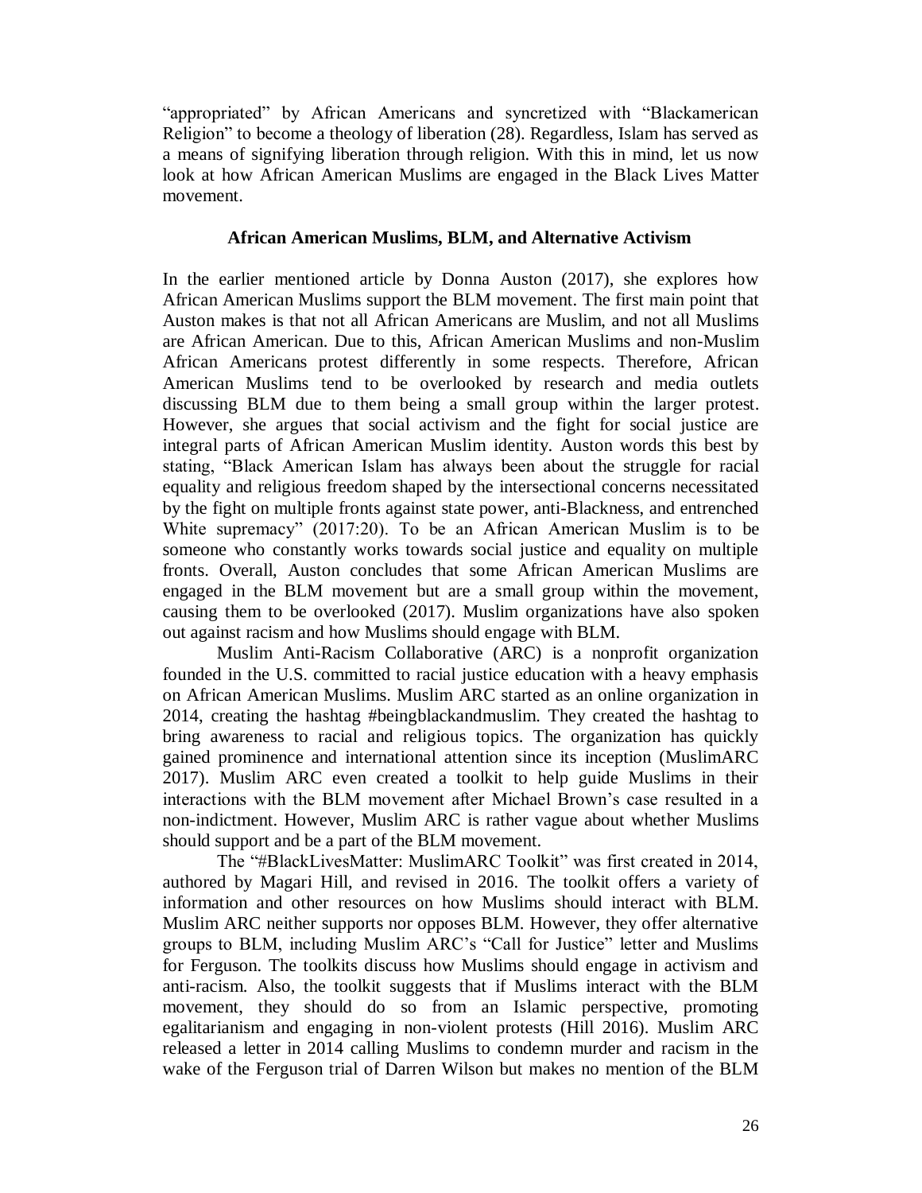"appropriated" by African Americans and syncretized with "Blackamerican Religion" to become a theology of liberation (28). Regardless, Islam has served as a means of signifying liberation through religion. With this in mind, let us now look at how African American Muslims are engaged in the Black Lives Matter movement.

### African American Muslims, BLM, and Alternative Activism

In the earlier mentioned article by Donna Auston (2017), she explores how African American Muslims support the BLM movement. The first main point that Auston makes is that not all African Americans are Muslim, and not all Muslims are African American. Due to this, African American Muslims and non-Muslim African Americans protest differently in some respects. Therefore, African American Muslims tend to be overlooked by research and media outlets discussing BLM due to them being a small group within the larger protest. However, she argues that social activism and the fight for social justice are integral parts of African American Muslim identity. Auston words this best by stating, "Black American Islam has always been about the struggle for racial equality and religious freedom shaped by the intersectional concerns necessitated by the fight on multiple fronts against state power, anti-Blackness, and entrenched White supremacy" (2017:20). To be an African American Muslim is to be someone who constantly works towards social justice and equality on multiple fronts. Overall, Auston concludes that some African American Muslims are engaged in the BLM movement but are a small group within the movement, causing them to be overlooked (2017). Muslim organizations have also spoken out against racism and how Muslims should engage with BLM.

Muslim Anti-Racism Collaborative (ARC) is a nonprofit organization founded in the U.S. committed to racial justice education with a heavy emphasis on African American Muslims. Muslim ARC started as an online organization in 2014, creating the hashtag #beingblackandmuslim. They created the hashtag to bring awareness to racial and religious topics. The organization has quickly gained prominence and international attention since its inception (MuslimARC 2017). Muslim ARC even created a toolkit to help guide Muslims in their interactions with the BLM movement after Michael Brown's case resulted in a non-indictment. However, Muslim ARC is rather vague about whether Muslims should support and be a part of the BLM movement.

The "#BlackLivesMatter: MuslimARC Toolkit" was first created in 2014, authored by Magari Hill, and revised in 2016. The toolkit offers a variety of information and other resources on how Muslims should interact with BLM. Muslim ARC neither supports nor opposes BLM. However, they offer alternative groups to BLM, including Muslim ARC's "Call for Justice" letter and Muslims for Ferguson. The toolkits discuss how Muslims should engage in activism and anti-racism. Also, the toolkit suggests that if Muslims interact with the BLM movement, they should do so from an Islamic perspective, promoting egalitarianism and engaging in non-violent protests (Hill 2016). Muslim ARC released a letter in 2014 calling Muslims to condemn murder and racism in the wake of the Ferguson trial of Darren Wilson but makes no mention of the BLM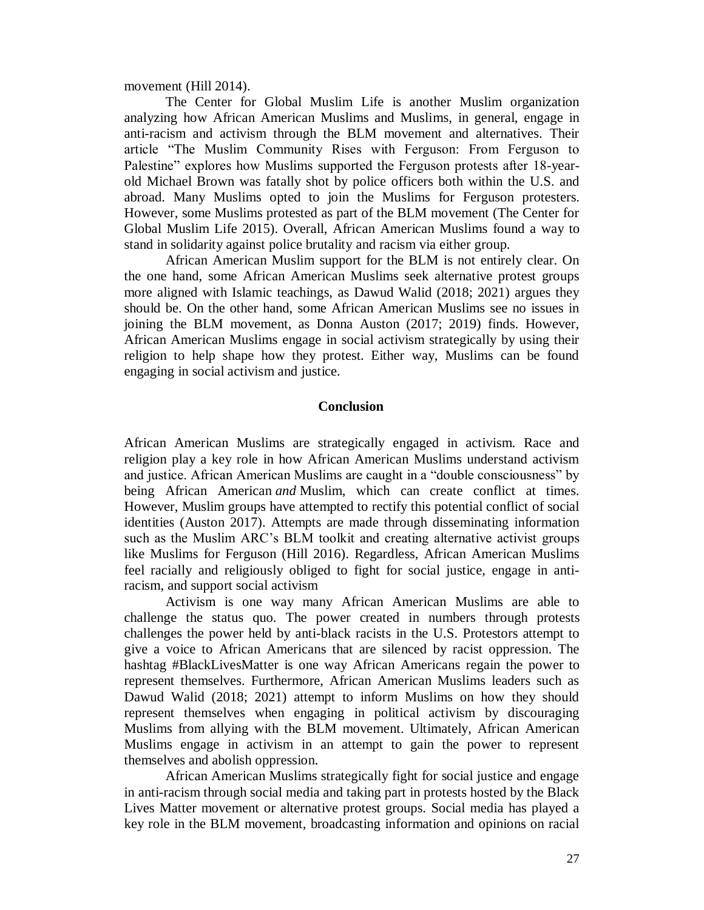movement (Hill 2014).

The Center for Global Muslim Life is another Muslim organization analyzing how African American Muslims and Muslims, in general, engage in anti-racism and activism through the BLM movement and alternatives. Their article "The Muslim Community Rises with Ferguson: From Ferguson to Palestine" explores how Muslims supported the Ferguson protests after 18-year-old Michael Brown was fatally shot by police officers both within the U.S. and abroad. Many Muslims opted to join the Muslims for Ferguson protesters. However, some Muslims protested as part of the BLM movement (The Center for Global Muslim Life 2015). Overall, African American Muslims found a way to stand in solidarity against police brutality and racism via either group.

African American Muslim support for the BLM is not entirely clear. On the one hand, some African American Muslims seek alternative protest groups more aligned with Islamic teachings, as Dawud Walid (2018; 2021) argues they should be. On the other hand, some African American Muslims see no issues in joining the BLM movement, as Donna Auston (2017; 2019) finds. However, African American Muslims engage in social activism strategically by using their religion to help shape how they protest. Either way, Muslims can be found engaging in social activism and justice.

## Conclusion

African American Muslims are strategically engaged in activism. Race and religion play a key role in how African American Muslims understand activism and justice. African American Muslims are caught in a "double consciousness" by being African American *and* Muslim, which can create conflict at times. However, Muslim groups have attempted to rectify this potential conflict of social identities (Auston 2017). Attempts are made through disseminating information such as the Muslim ARC's BLM toolkit and creating alternative activist groups like Muslims for Ferguson (Hill 2016). Regardless, African American Muslims feel racially and religiously obliged to fight for social justice, engage in anti-racism, and support social activism

Activism is one way many African American Muslims are able to challenge the status quo. The power created in numbers through protests challenges the power held by anti-black racists in the U.S. Protestors attempt to give a voice to African Americans that are silenced by racist oppression. The hashtag #BlackLivesMatter is one way African Americans regain the power to represent themselves. Furthermore, African American Muslims leaders such as Dawud Walid (2018; 2021) attempt to inform Muslims on how they should represent themselves when engaging in political activism by discouraging Muslims from allying with the BLM movement. Ultimately, African American Muslims engage in activism in an attempt to gain the power to represent themselves and abolish oppression.

African American Muslims strategically fight for social justice and engage in anti-racism through social media and taking part in protests hosted by the Black Lives Matter movement or alternative protest groups. Social media has played a key role in the BLM movement, broadcasting information and opinions on racial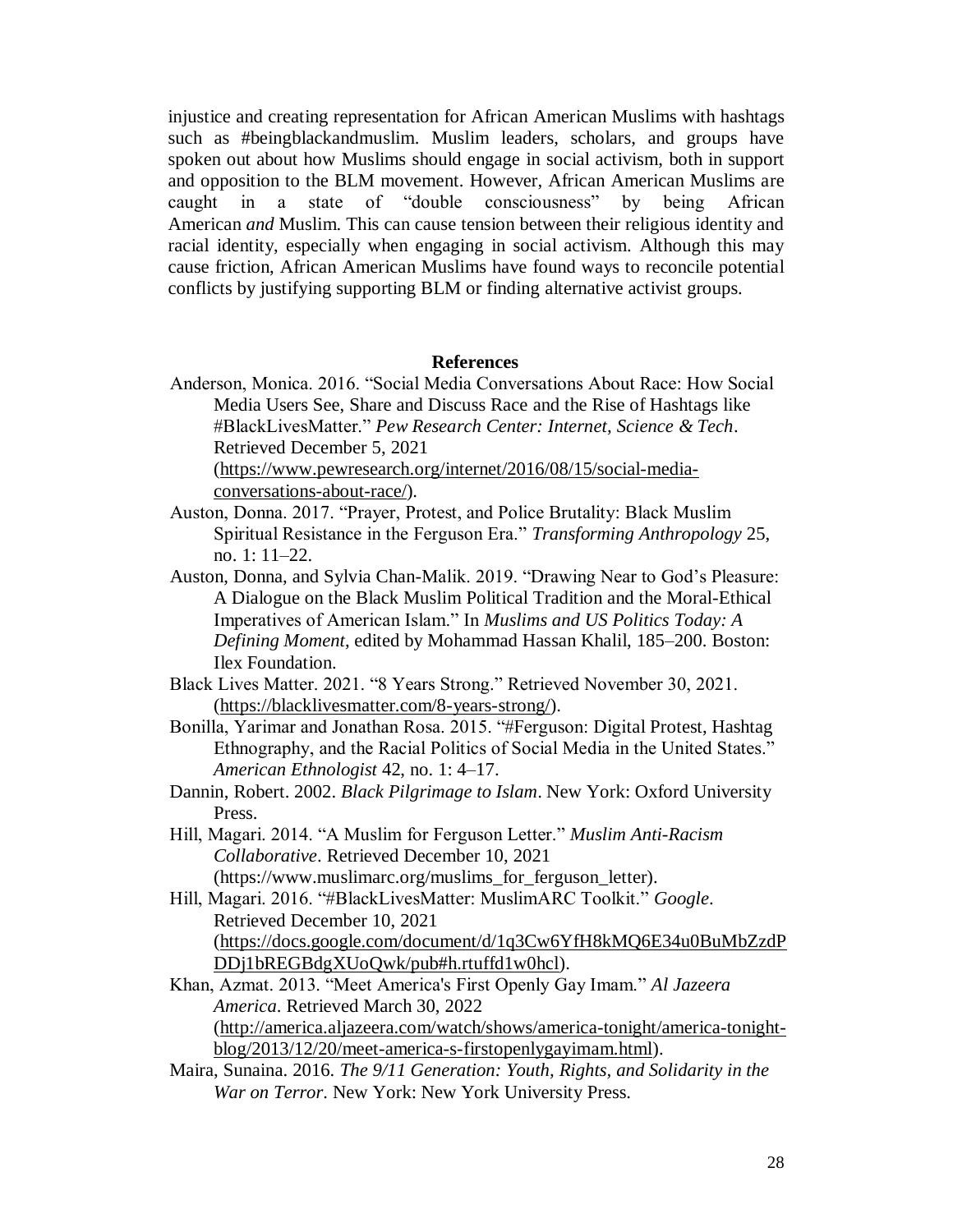injustice and creating representation for African American Muslims with hashtags such as #beingblackandmuslim. Muslim leaders, scholars, and groups have spoken out about how Muslims should engage in social activism, both in support and opposition to the BLM movement. However, African American Muslims are caught in a state of "double consciousness" by being African American *and* Muslim. This can cause tension between their religious identity and racial identity, especially when engaging in social activism. Although this may cause friction, African American Muslims have found ways to reconcile potential conflicts by justifying supporting BLM or finding alternative activist groups.

## References

Anderson, Monica. 2016. "Social Media Conversations About Race: How Social Media Users See, Share and Discuss Race and the Rise of Hashtags like #BlackLivesMatter." *Pew Research Center: Internet, Science & Tech*. Retrieved December 5, 2021 (https://www.pewresearch.org/internet/2016/08/15/social-media-conversations-about-race/).

Auston, Donna. 2017. "Prayer, Protest, and Police Brutality: Black Muslim Spiritual Resistance in the Ferguson Era." *Transforming Anthropology* 25, no. 1: 11–22.

Auston, Donna, and Sylvia Chan-Malik. 2019. "Drawing Near to God's Pleasure: A Dialogue on the Black Muslim Political Tradition and the Moral-Ethical Imperatives of American Islam." In *Muslims and US Politics Today: A Defining Moment*, edited by Mohammad Hassan Khalil, 185–200. Boston: Ilex Foundation.

Black Lives Matter. 2021. "8 Years Strong." Retrieved November 30, 2021. (https://blacklivesmatter.com/8-years-strong/).

Bonilla, Yarimar and Jonathan Rosa. 2015. "#Ferguson: Digital Protest, Hashtag Ethnography, and the Racial Politics of Social Media in the United States." *American Ethnologist* 42, no. 1: 4–17.

Dannin, Robert. 2002. *Black Pilgrimage to Islam*. New York: Oxford University Press.

Hill, Magari. 2014. "A Muslim for Ferguson Letter." *Muslim Anti-Racism Collaborative*. Retrieved December 10, 2021 (https://www.muslimarc.org/muslims_for_ferguson_letter).

Hill, Magari. 2016. "#BlackLivesMatter: MuslimARC Toolkit." *Google*. Retrieved December 10, 2021 (https://docs.google.com/document/d/1q3Cw6YfH8kMQ6E34u0BuMbZzdPDDj1bREGBdgXUoQwk/pub#h.rtuffd1w0hcl).

Khan, Azmat. 2013. "Meet America's First Openly Gay Imam." *Al Jazeera America*. Retrieved March 30, 2022 (http://america.aljazeera.com/watch/shows/america-tonight/america-tonight-blog/2013/12/20/meet-america-s-firstopenlygayimam.html).

Maira, Sunaina. 2016. *The 9/11 Generation: Youth, Rights, and Solidarity in the War on Terror*. New York: New York University Press.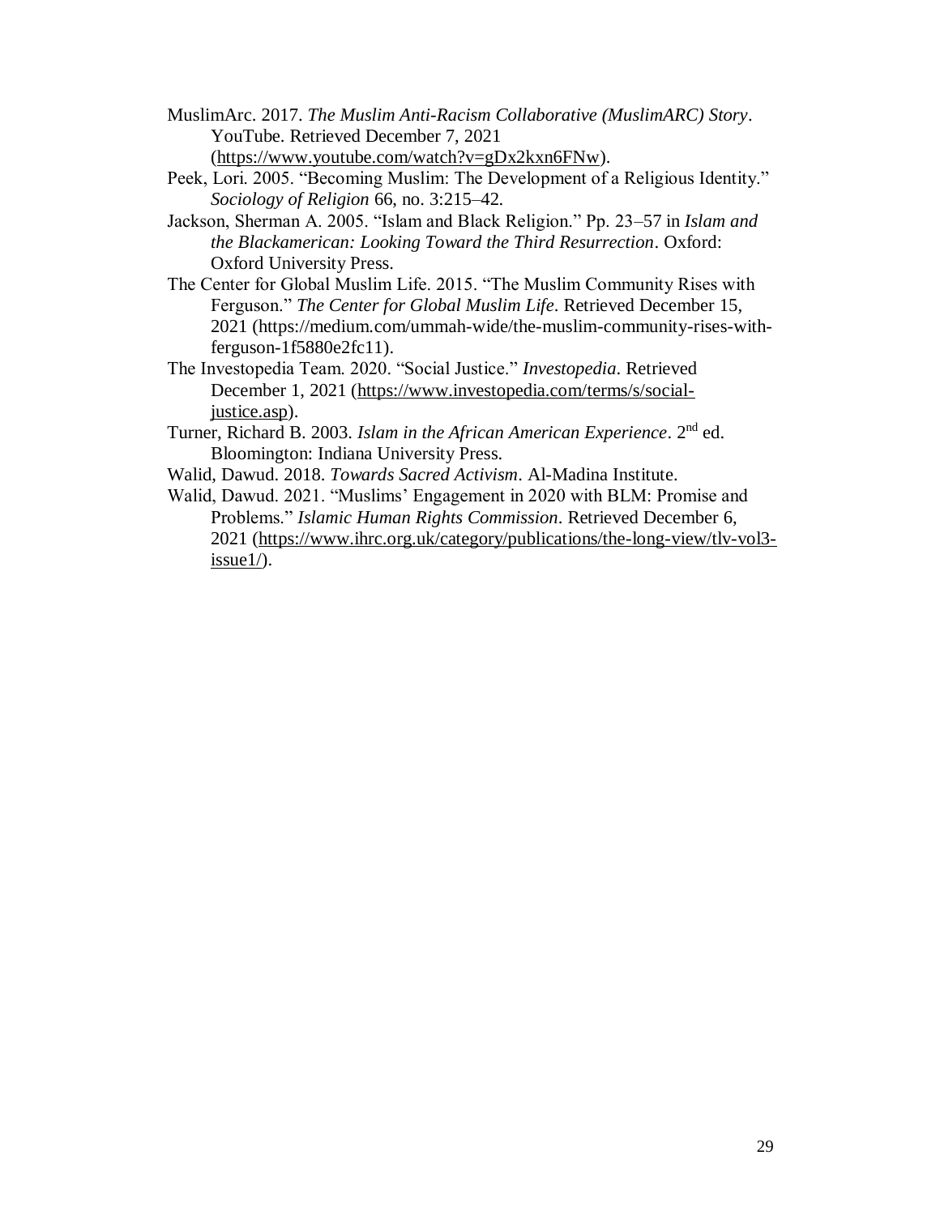MuslimArc. 2017. *The Muslim Anti-Racism Collaborative (MuslimARC) Story*. YouTube. Retrieved December 7, 2021 (https://www.youtube.com/watch?v=gDx2kxn6FNw).

Peek, Lori. 2005. "Becoming Muslim: The Development of a Religious Identity." *Sociology of Religion* 66, no. 3:215–42.

Jackson, Sherman A. 2005. "Islam and Black Religion." Pp. 23–57 in *Islam and the Blackamerican: Looking Toward the Third Resurrection*. Oxford: Oxford University Press.

The Center for Global Muslim Life. 2015. "The Muslim Community Rises with Ferguson." *The Center for Global Muslim Life*. Retrieved December 15, 2021 (https://medium.com/ummah-wide/the-muslim-community-rises-with-ferguson-1f5880e2fc11).

The Investopedia Team. 2020. "Social Justice." *Investopedia*. Retrieved December 1, 2021 (https://www.investopedia.com/terms/s/social-justice.asp).

Turner, Richard B. 2003. *Islam in the African American Experience*. 2nd ed. Bloomington: Indiana University Press.

Walid, Dawud. 2018. *Towards Sacred Activism*. Al-Madina Institute.

Walid, Dawud. 2021. "Muslims' Engagement in 2020 with BLM: Promise and Problems." *Islamic Human Rights Commission*. Retrieved December 6, 2021 (https://www.ihrc.org.uk/category/publications/the-long-view/tlv-vol3-issue1/).